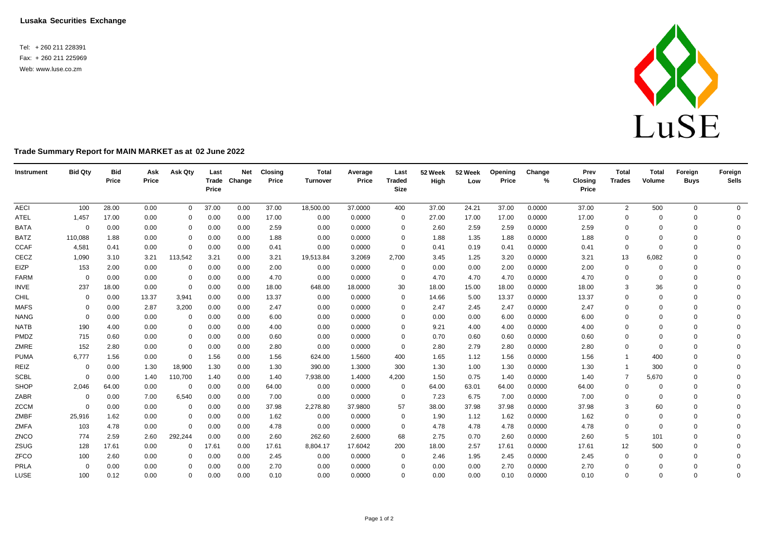**Lusaka Securities Exchange**

Tel: + 260 211 228391
Fax: + 260 211 225969
Web: www.luse.co.zm

## Trade Summary Report for MAIN MARKET as at 02 June 2022

| Instrument | Bid Qty | Bid Price | Ask Price | Ask Qty | Last Trade Price | Net Change | Closing Price | Total Turnover | Average Price | Last Traded Size | 52 Week High | 52 Week Low | Opening Price | Change % | Prev Closing Price | Total Trades | Total Volume | Foreign Buys | Foreign Sells |
|---|---|---|---|---|---|---|---|---|---|---|---|---|---|---|---|---|---|---|---|
| AECI | 100 | 28.00 | 0.00 | 0 | 37.00 | 0.00 | 37.00 | 18,500.00 | 37.0000 | 400 | 37.00 | 24.21 | 37.00 | 0.0000 | 37.00 | 2 | 500 | 0 | 0 |
| ATEL | 1,457 | 17.00 | 0.00 | 0 | 0.00 | 0.00 | 17.00 | 0.00 | 0.0000 | 0 | 27.00 | 17.00 | 17.00 | 0.0000 | 17.00 | 0 | 0 | 0 | 0 |
| BATA | 0 | 0.00 | 0.00 | 0 | 0.00 | 0.00 | 2.59 | 0.00 | 0.0000 | 0 | 2.60 | 2.59 | 2.59 | 0.0000 | 2.59 | 0 | 0 | 0 | 0 |
| BATZ | 110,088 | 1.88 | 0.00 | 0 | 0.00 | 0.00 | 1.88 | 0.00 | 0.0000 | 0 | 1.88 | 1.35 | 1.88 | 0.0000 | 1.88 | 0 | 0 | 0 | 0 |
| CCAF | 4,581 | 0.41 | 0.00 | 0 | 0.00 | 0.00 | 0.41 | 0.00 | 0.0000 | 0 | 0.41 | 0.19 | 0.41 | 0.0000 | 0.41 | 0 | 0 | 0 | 0 |
| CECZ | 1,090 | 3.10 | 3.21 | 113,542 | 3.21 | 0.00 | 3.21 | 19,513.84 | 3.2069 | 2,700 | 3.45 | 1.25 | 3.20 | 0.0000 | 3.21 | 13 | 6,082 | 0 | 0 |
| EIZP | 153 | 2.00 | 0.00 | 0 | 0.00 | 0.00 | 2.00 | 0.00 | 0.0000 | 0 | 0.00 | 0.00 | 2.00 | 0.0000 | 2.00 | 0 | 0 | 0 | 0 |
| FARM | 0 | 0.00 | 0.00 | 0 | 0.00 | 0.00 | 4.70 | 0.00 | 0.0000 | 0 | 4.70 | 4.70 | 4.70 | 0.0000 | 4.70 | 0 | 0 | 0 | 0 |
| INVE | 237 | 18.00 | 0.00 | 0 | 0.00 | 0.00 | 18.00 | 648.00 | 18.0000 | 30 | 18.00 | 15.00 | 18.00 | 0.0000 | 18.00 | 3 | 36 | 0 | 0 |
| CHIL | 0 | 0.00 | 13.37 | 3,941 | 0.00 | 0.00 | 13.37 | 0.00 | 0.0000 | 0 | 14.66 | 5.00 | 13.37 | 0.0000 | 13.37 | 0 | 0 | 0 | 0 |
| MAFS | 0 | 0.00 | 2.87 | 3,200 | 0.00 | 0.00 | 2.47 | 0.00 | 0.0000 | 0 | 2.47 | 2.45 | 2.47 | 0.0000 | 2.47 | 0 | 0 | 0 | 0 |
| NANG | 0 | 0.00 | 0.00 | 0 | 0.00 | 0.00 | 6.00 | 0.00 | 0.0000 | 0 | 0.00 | 0.00 | 6.00 | 0.0000 | 6.00 | 0 | 0 | 0 | 0 |
| NATB | 190 | 4.00 | 0.00 | 0 | 0.00 | 0.00 | 4.00 | 0.00 | 0.0000 | 0 | 9.21 | 4.00 | 4.00 | 0.0000 | 4.00 | 0 | 0 | 0 | 0 |
| PMDZ | 715 | 0.60 | 0.00 | 0 | 0.00 | 0.00 | 0.60 | 0.00 | 0.0000 | 0 | 0.70 | 0.60 | 0.60 | 0.0000 | 0.60 | 0 | 0 | 0 | 0 |
| ZMRE | 152 | 2.80 | 0.00 | 0 | 0.00 | 0.00 | 2.80 | 0.00 | 0.0000 | 0 | 2.80 | 2.79 | 2.80 | 0.0000 | 2.80 | 0 | 0 | 0 | 0 |
| PUMA | 6,777 | 1.56 | 0.00 | 0 | 1.56 | 0.00 | 1.56 | 624.00 | 1.5600 | 400 | 1.65 | 1.12 | 1.56 | 0.0000 | 1.56 | 1 | 400 | 0 | 0 |
| REIZ | 0 | 0.00 | 1.30 | 18,900 | 1.30 | 0.00 | 1.30 | 390.00 | 1.3000 | 300 | 1.30 | 1.00 | 1.30 | 0.0000 | 1.30 | 1 | 300 | 0 | 0 |
| SCBL | 0 | 0.00 | 1.40 | 110,700 | 1.40 | 0.00 | 1.40 | 7,938.00 | 1.4000 | 4,200 | 1.50 | 0.75 | 1.40 | 0.0000 | 1.40 | 7 | 5,670 | 0 | 0 |
| SHOP | 2,046 | 64.00 | 0.00 | 0 | 0.00 | 0.00 | 64.00 | 0.00 | 0.0000 | 0 | 64.00 | 63.01 | 64.00 | 0.0000 | 64.00 | 0 | 0 | 0 | 0 |
| ZABR | 0 | 0.00 | 7.00 | 6,540 | 0.00 | 0.00 | 7.00 | 0.00 | 0.0000 | 0 | 7.23 | 6.75 | 7.00 | 0.0000 | 7.00 | 0 | 0 | 0 | 0 |
| ZCCM | 0 | 0.00 | 0.00 | 0 | 0.00 | 0.00 | 37.98 | 2,278.80 | 37.9800 | 57 | 38.00 | 37.98 | 37.98 | 0.0000 | 37.98 | 3 | 60 | 0 | 0 |
| ZMBF | 25,916 | 1.62 | 0.00 | 0 | 0.00 | 0.00 | 1.62 | 0.00 | 0.0000 | 0 | 1.90 | 1.12 | 1.62 | 0.0000 | 1.62 | 0 | 0 | 0 | 0 |
| ZMFA | 103 | 4.78 | 0.00 | 0 | 0.00 | 0.00 | 4.78 | 0.00 | 0.0000 | 0 | 4.78 | 4.78 | 4.78 | 0.0000 | 4.78 | 0 | 0 | 0 | 0 |
| ZNCO | 774 | 2.59 | 2.60 | 292,244 | 0.00 | 0.00 | 2.60 | 262.60 | 2.6000 | 68 | 2.75 | 0.70 | 2.60 | 0.0000 | 2.60 | 5 | 101 | 0 | 0 |
| ZSUG | 128 | 17.61 | 0.00 | 0 | 17.61 | 0.00 | 17.61 | 8,804.17 | 17.6042 | 200 | 18.00 | 2.57 | 17.61 | 0.0000 | 17.61 | 12 | 500 | 0 | 0 |
| ZFCO | 100 | 2.60 | 0.00 | 0 | 0.00 | 0.00 | 2.45 | 0.00 | 0.0000 | 0 | 2.46 | 1.95 | 2.45 | 0.0000 | 2.45 | 0 | 0 | 0 | 0 |
| PRLA | 0 | 0.00 | 0.00 | 0 | 0.00 | 0.00 | 2.70 | 0.00 | 0.0000 | 0 | 0.00 | 0.00 | 2.70 | 0.0000 | 2.70 | 0 | 0 | 0 | 0 |
| LUSE | 100 | 0.12 | 0.00 | 0 | 0.00 | 0.00 | 0.10 | 0.00 | 0.0000 | 0 | 0.00 | 0.00 | 0.10 | 0.0000 | 0.10 | 0 | 0 | 0 | 0 |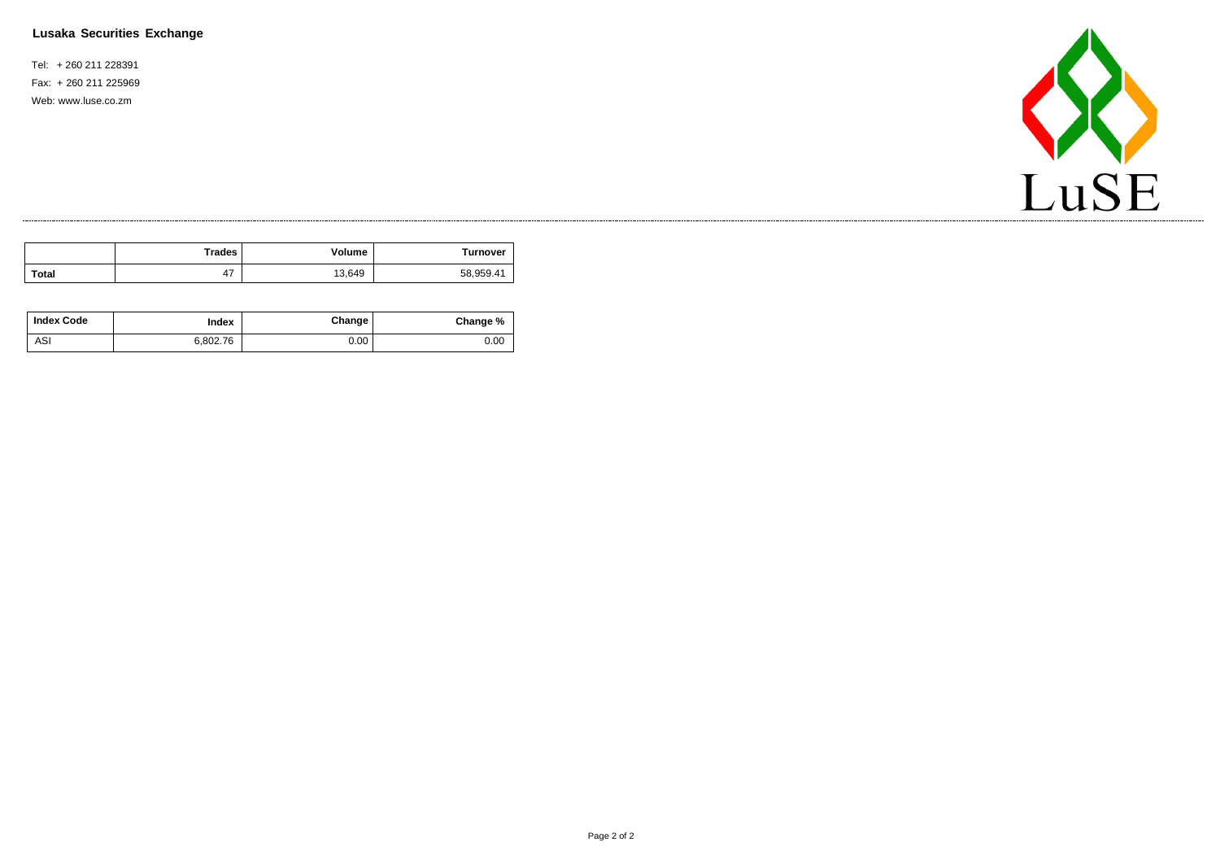**Lusaka Securities Exchange**

Tel: + 260 211 228391

Fax: + 260 211 225969

Web: www.luse.co.zm

LuSE

| | Trades | Volume | Turnover |
|---|---|---|---|
| Total | 47 | 13,649 | 58,959.41 |

| Index Code | Index | Change | Change % |
|---|---|---|---|
| ASI | 6,802.76 | 0.00 | 0.00 |